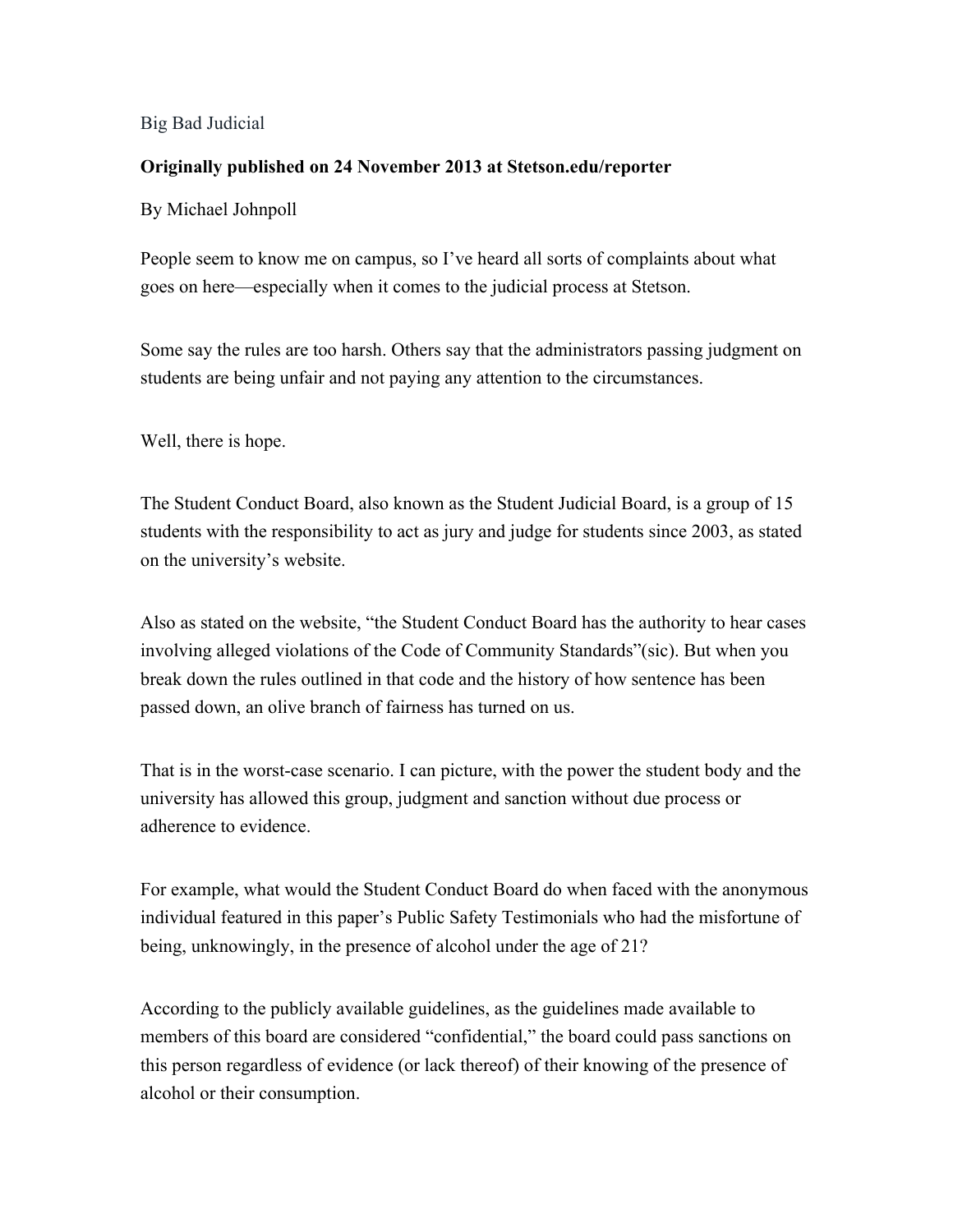# Big Bad Judicial

**Originally published on 24 November 2013 at Stetson.edu/reporter**

By Michael Johnpoll

People seem to know me on campus, so I've heard all sorts of complaints about what goes on here—especially when it comes to the judicial process at Stetson.

Some say the rules are too harsh. Others say that the administrators passing judgment on students are being unfair and not paying any attention to the circumstances.

Well, there is hope.

The Student Conduct Board, also known as the Student Judicial Board, is a group of 15 students with the responsibility to act as jury and judge for students since 2003, as stated on the university's website.

Also as stated on the website, "the Student Conduct Board has the authority to hear cases involving alleged violations of the Code of Community Standards"(sic). But when you break down the rules outlined in that code and the history of how sentence has been passed down, an olive branch of fairness has turned on us.

That is in the worst-case scenario. I can picture, with the power the student body and the university has allowed this group, judgment and sanction without due process or adherence to evidence.

For example, what would the Student Conduct Board do when faced with the anonymous individual featured in this paper's Public Safety Testimonials who had the misfortune of being, unknowingly, in the presence of alcohol under the age of 21?

According to the publicly available guidelines, as the guidelines made available to members of this board are considered "confidential," the board could pass sanctions on this person regardless of evidence (or lack thereof) of their knowing of the presence of alcohol or their consumption.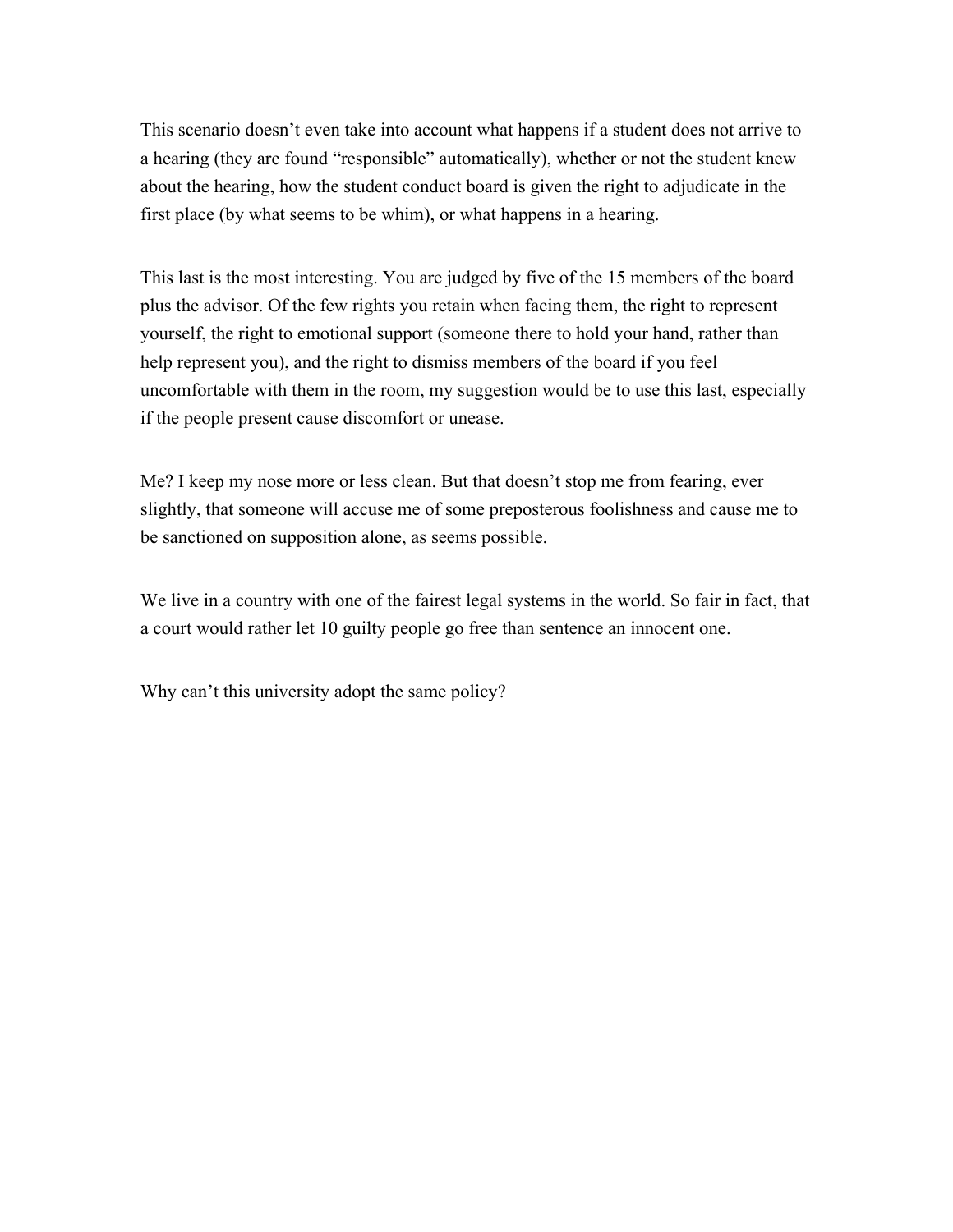This scenario doesn't even take into account what happens if a student does not arrive to a hearing (they are found "responsible" automatically), whether or not the student knew about the hearing, how the student conduct board is given the right to adjudicate in the first place (by what seems to be whim), or what happens in a hearing.

This last is the most interesting. You are judged by five of the 15 members of the board plus the advisor. Of the few rights you retain when facing them, the right to represent yourself, the right to emotional support (someone there to hold your hand, rather than help represent you), and the right to dismiss members of the board if you feel uncomfortable with them in the room, my suggestion would be to use this last, especially if the people present cause discomfort or unease.

Me? I keep my nose more or less clean. But that doesn't stop me from fearing, ever slightly, that someone will accuse me of some preposterous foolishness and cause me to be sanctioned on supposition alone, as seems possible.

We live in a country with one of the fairest legal systems in the world. So fair in fact, that a court would rather let 10 guilty people go free than sentence an innocent one.

Why can't this university adopt the same policy?